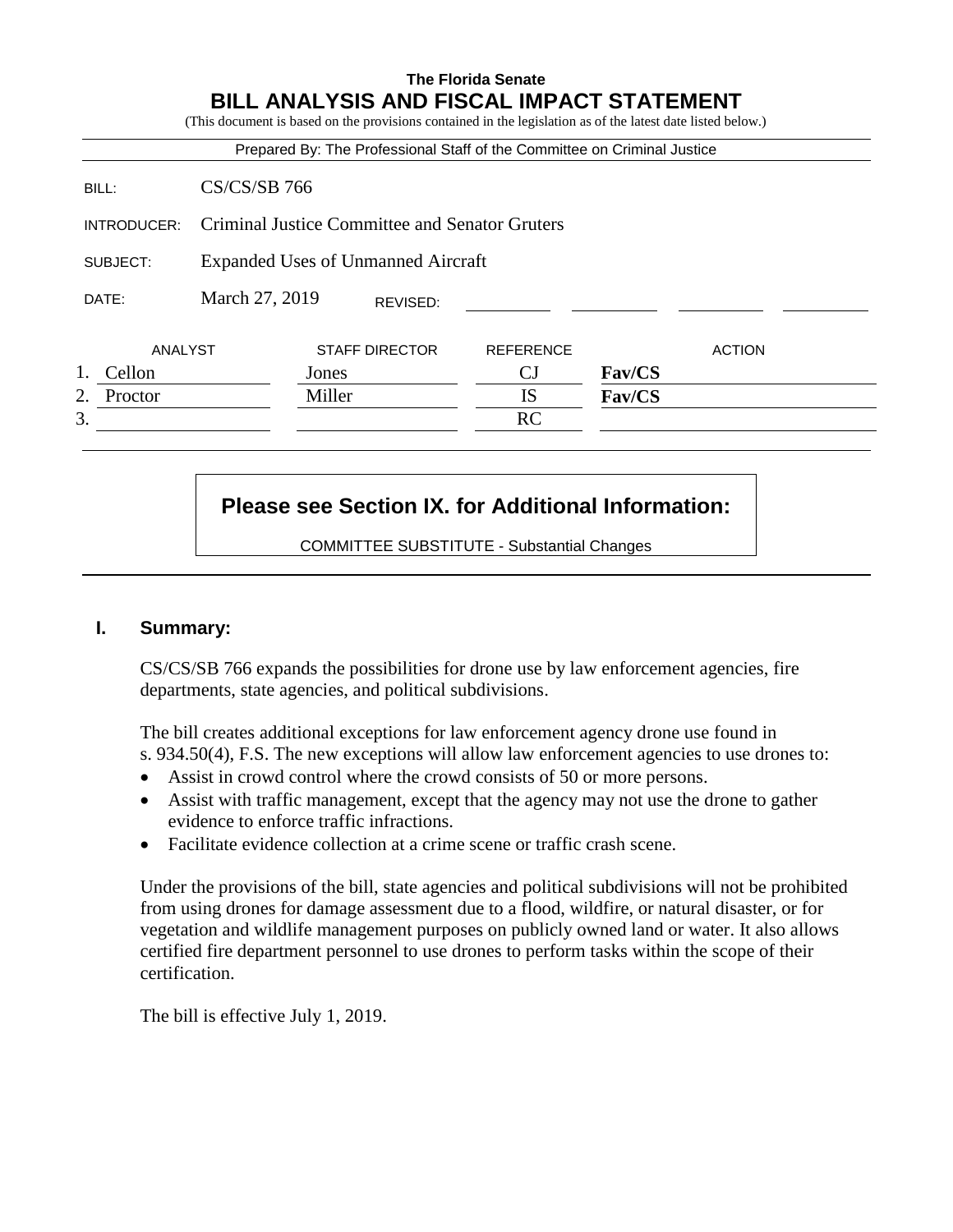**The Florida Senate**

# BILL ANALYSIS AND FISCAL IMPACT STATEMENT

(This document is based on the provisions contained in the legislation as of the latest date listed below.)

Prepared By: The Professional Staff of the Committee on Criminal Justice

| | |
|---|---|
| BILL: | CS/CS/SB 766 |
| INTRODUCER: | Criminal Justice Committee and Senator Gruters |
| SUBJECT: | Expanded Uses of Unmanned Aircraft |
| DATE: | March 27, 2019 REVISED: |

| | ANALYST | STAFF DIRECTOR | REFERENCE | ACTION |
|---|---|---|---|---|
| 1. | Cellon | Jones | CJ | **Fav/CS** |
| 2. | Proctor | Miller | IS | **Fav/CS** |
| 3. | | | RC | |

**Please see Section IX. for Additional Information:**

COMMITTEE SUBSTITUTE - Substantial Changes

## I. Summary:

CS/CS/SB 766 expands the possibilities for drone use by law enforcement agencies, fire departments, state agencies, and political subdivisions.

The bill creates additional exceptions for law enforcement agency drone use found in s. 934.50(4), F.S. The new exceptions will allow law enforcement agencies to use drones to:

- Assist in crowd control where the crowd consists of 50 or more persons.
- Assist with traffic management, except that the agency may not use the drone to gather evidence to enforce traffic infractions.
- Facilitate evidence collection at a crime scene or traffic crash scene.

Under the provisions of the bill, state agencies and political subdivisions will not be prohibited from using drones for damage assessment due to a flood, wildfire, or natural disaster, or for vegetation and wildlife management purposes on publicly owned land or water. It also allows certified fire department personnel to use drones to perform tasks within the scope of their certification.

The bill is effective July 1, 2019.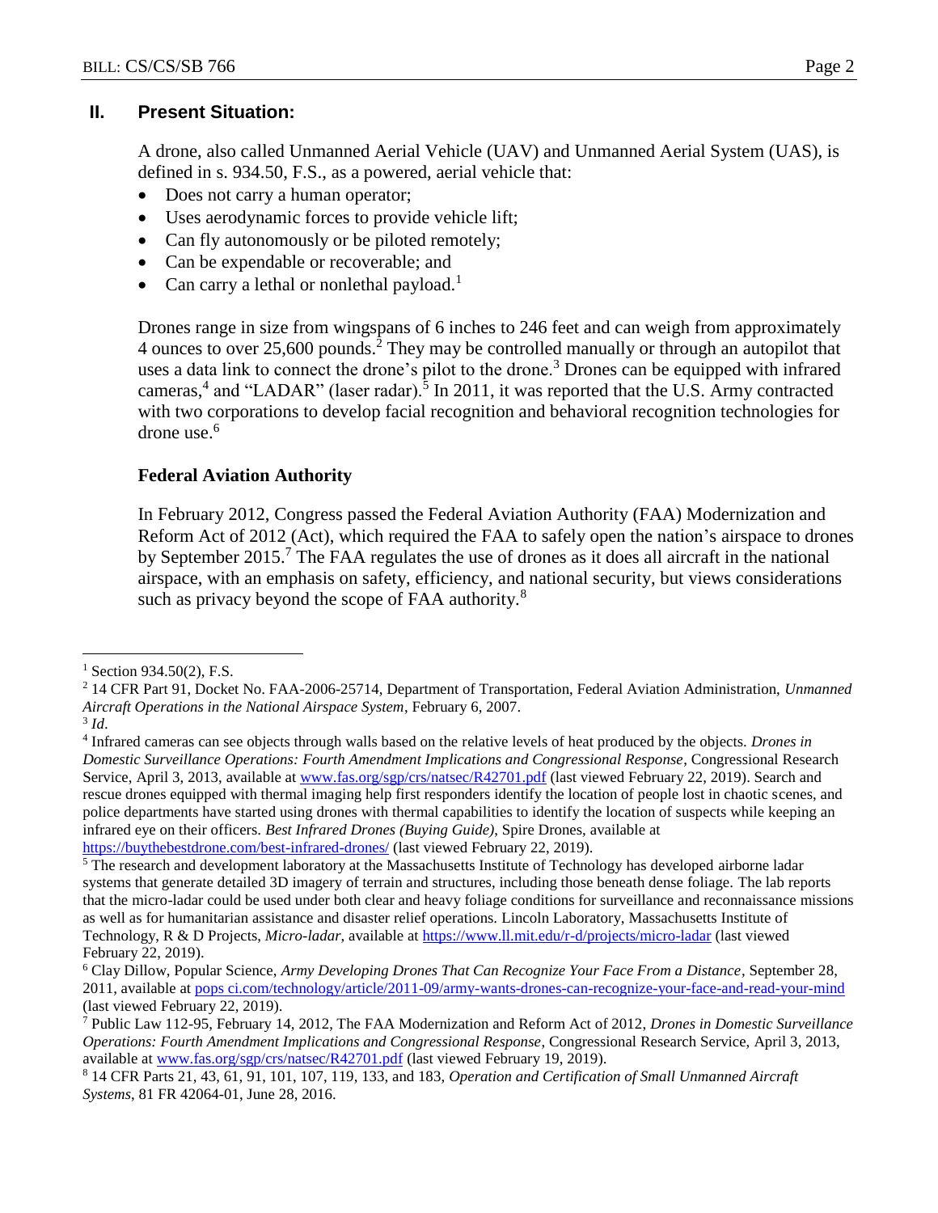## II. Present Situation:

A drone, also called Unmanned Aerial Vehicle (UAV) and Unmanned Aerial System (UAS), is defined in s. 934.50, F.S., as a powered, aerial vehicle that:

- Does not carry a human operator;
- Uses aerodynamic forces to provide vehicle lift;
- Can fly autonomously or be piloted remotely;
- Can be expendable or recoverable; and
- Can carry a lethal or nonlethal payload.[1]

Drones range in size from wingspans of 6 inches to 246 feet and can weigh from approximately 4 ounces to over 25,600 pounds.[2] They may be controlled manually or through an autopilot that uses a data link to connect the drone's pilot to the drone.[3] Drones can be equipped with infrared cameras,[4] and "LADAR" (laser radar).[5] In 2011, it was reported that the U.S. Army contracted with two corporations to develop facial recognition and behavioral recognition technologies for drone use.[6]

### Federal Aviation Authority

In February 2012, Congress passed the Federal Aviation Authority (FAA) Modernization and Reform Act of 2012 (Act), which required the FAA to safely open the nation's airspace to drones by September 2015.[7] The FAA regulates the use of drones as it does all aircraft in the national airspace, with an emphasis on safety, efficiency, and national security, but views considerations such as privacy beyond the scope of FAA authority.[8]

---

[1] Section 934.50(2), F.S.

[2] 14 CFR Part 91, Docket No. FAA-2006-25714, Department of Transportation, Federal Aviation Administration, *Unmanned Aircraft Operations in the National Airspace System*, February 6, 2007.

[3] *Id*.

[4] Infrared cameras can see objects through walls based on the relative levels of heat produced by the objects. *Drones in Domestic Surveillance Operations: Fourth Amendment Implications and Congressional Response*, Congressional Research Service, April 3, 2013, available at www.fas.org/sgp/crs/natsec/R42701.pdf (last viewed February 22, 2019). Search and rescue drones equipped with thermal imaging help first responders identify the location of people lost in chaotic scenes, and police departments have started using drones with thermal capabilities to identify the location of suspects while keeping an infrared eye on their officers. *Best Infrared Drones (Buying Guide)*, Spire Drones, available at https://buythebestdrone.com/best-infrared-drones/ (last viewed February 22, 2019).

[5] The research and development laboratory at the Massachusetts Institute of Technology has developed airborne ladar systems that generate detailed 3D imagery of terrain and structures, including those beneath dense foliage. The lab reports that the micro-ladar could be used under both clear and heavy foliage conditions for surveillance and reconnaissance missions as well as for humanitarian assistance and disaster relief operations. Lincoln Laboratory, Massachusetts Institute of Technology, R & D Projects, *Micro-ladar*, available at https://www.ll.mit.edu/r-d/projects/micro-ladar (last viewed February 22, 2019).

[6] Clay Dillow, Popular Science, *Army Developing Drones That Can Recognize Your Face From a Distance*, September 28, 2011, available at pops ci.com/technology/article/2011-09/army-wants-drones-can-recognize-your-face-and-read-your-mind (last viewed February 22, 2019).

[7] Public Law 112-95, February 14, 2012, The FAA Modernization and Reform Act of 2012, *Drones in Domestic Surveillance Operations: Fourth Amendment Implications and Congressional Response*, Congressional Research Service, April 3, 2013, available at www.fas.org/sgp/crs/natsec/R42701.pdf (last viewed February 19, 2019).

[8] 14 CFR Parts 21, 43, 61, 91, 101, 107, 119, 133, and 183, *Operation and Certification of Small Unmanned Aircraft Systems*, 81 FR 42064-01, June 28, 2016.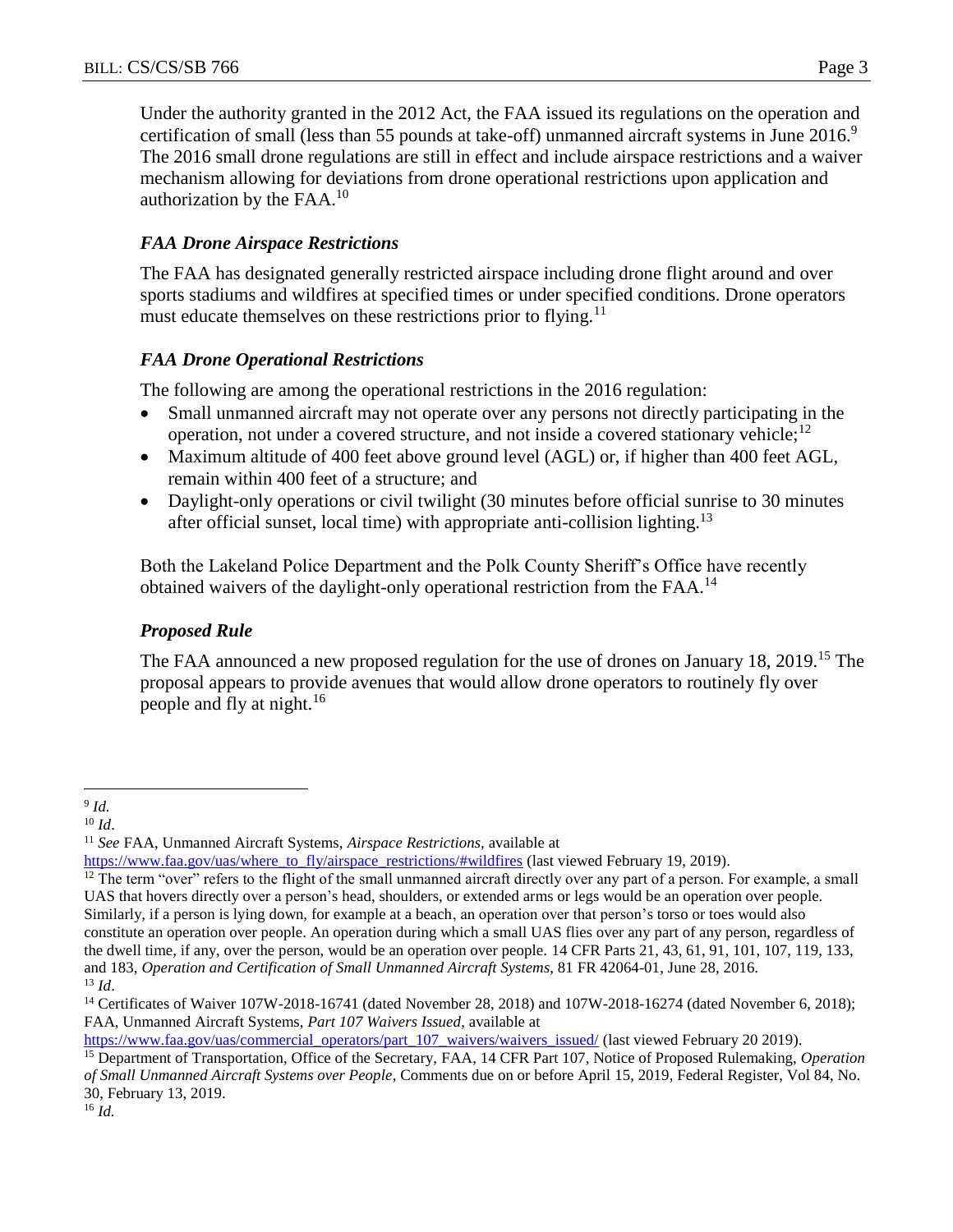Under the authority granted in the 2012 Act, the FAA issued its regulations on the operation and certification of small (less than 55 pounds at take-off) unmanned aircraft systems in June 2016.[9] The 2016 small drone regulations are still in effect and include airspace restrictions and a waiver mechanism allowing for deviations from drone operational restrictions upon application and authorization by the FAA.[10]

### *FAA Drone Airspace Restrictions*

The FAA has designated generally restricted airspace including drone flight around and over sports stadiums and wildfires at specified times or under specified conditions. Drone operators must educate themselves on these restrictions prior to flying.[11]

### *FAA Drone Operational Restrictions*

The following are among the operational restrictions in the 2016 regulation:

- Small unmanned aircraft may not operate over any persons not directly participating in the operation, not under a covered structure, and not inside a covered stationary vehicle;[12]
- Maximum altitude of 400 feet above ground level (AGL) or, if higher than 400 feet AGL, remain within 400 feet of a structure; and
- Daylight-only operations or civil twilight (30 minutes before official sunrise to 30 minutes after official sunset, local time) with appropriate anti-collision lighting.[13]

Both the Lakeland Police Department and the Polk County Sheriff's Office have recently obtained waivers of the daylight-only operational restriction from the FAA.[14]

### *Proposed Rule*

The FAA announced a new proposed regulation for the use of drones on January 18, 2019.[15] The proposal appears to provide avenues that would allow drone operators to routinely fly over people and fly at night.[16]

---

[9] *Id.*

[10] *Id*.

[11] *See* FAA, Unmanned Aircraft Systems, *Airspace Restrictions*, available at https://www.faa.gov/uas/where_to_fly/airspace_restrictions/#wildfires (last viewed February 19, 2019).

[12] The term "over" refers to the flight of the small unmanned aircraft directly over any part of a person. For example, a small UAS that hovers directly over a person's head, shoulders, or extended arms or legs would be an operation over people. Similarly, if a person is lying down, for example at a beach, an operation over that person's torso or toes would also constitute an operation over people. An operation during which a small UAS flies over any part of any person, regardless of the dwell time, if any, over the person, would be an operation over people. 14 CFR Parts 21, 43, 61, 91, 101, 107, 119, 133, and 183, *Operation and Certification of Small Unmanned Aircraft Systems*, 81 FR 42064-01, June 28, 2016.

[13] *Id*.

[14] Certificates of Waiver 107W-2018-16741 (dated November 28, 2018) and 107W-2018-16274 (dated November 6, 2018); FAA, Unmanned Aircraft Systems, *Part 107 Waivers Issued*, available at https://www.faa.gov/uas/commercial_operators/part_107_waivers/waivers_issued/ (last viewed February 20 2019).

[15] Department of Transportation, Office of the Secretary, FAA, 14 CFR Part 107, Notice of Proposed Rulemaking, *Operation of Small Unmanned Aircraft Systems over People*, Comments due on or before April 15, 2019, Federal Register, Vol 84, No. 30, February 13, 2019.

[16] *Id.*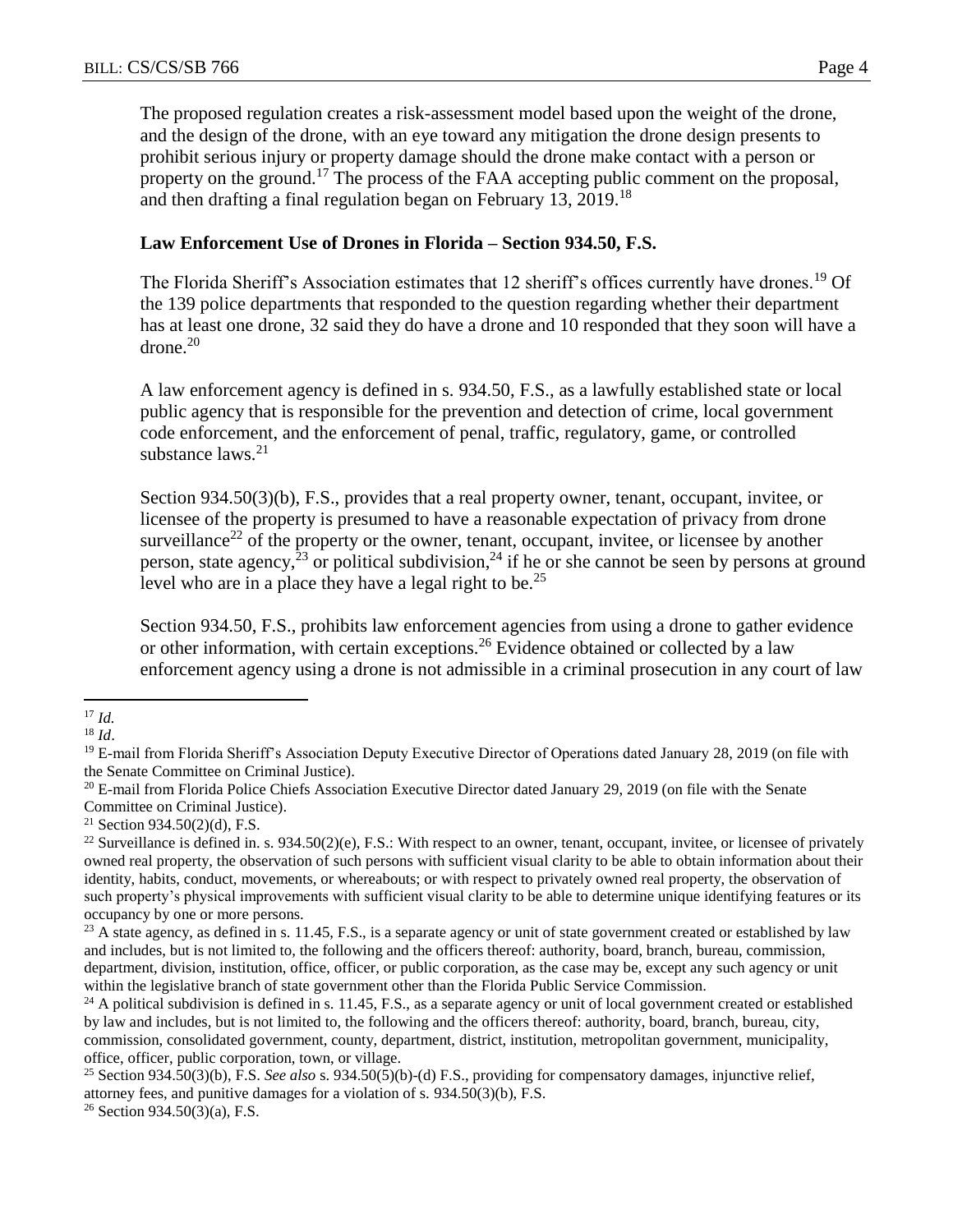The proposed regulation creates a risk-assessment model based upon the weight of the drone, and the design of the drone, with an eye toward any mitigation the drone design presents to prohibit serious injury or property damage should the drone make contact with a person or property on the ground.[17] The process of the FAA accepting public comment on the proposal, and then drafting a final regulation began on February 13, 2019.[18]

**Law Enforcement Use of Drones in Florida – Section 934.50, F.S.**

The Florida Sheriff's Association estimates that 12 sheriff's offices currently have drones.[19] Of the 139 police departments that responded to the question regarding whether their department has at least one drone, 32 said they do have a drone and 10 responded that they soon will have a drone.[20]

A law enforcement agency is defined in s. 934.50, F.S., as a lawfully established state or local public agency that is responsible for the prevention and detection of crime, local government code enforcement, and the enforcement of penal, traffic, regulatory, game, or controlled substance laws.[21]

Section 934.50(3)(b), F.S., provides that a real property owner, tenant, occupant, invitee, or licensee of the property is presumed to have a reasonable expectation of privacy from drone surveillance[22] of the property or the owner, tenant, occupant, invitee, or licensee by another person, state agency,[23] or political subdivision,[24] if he or she cannot be seen by persons at ground level who are in a place they have a legal right to be.[25]

Section 934.50, F.S., prohibits law enforcement agencies from using a drone to gather evidence or other information, with certain exceptions.[26] Evidence obtained or collected by a law enforcement agency using a drone is not admissible in a criminal prosecution in any court of law

---

[17] *Id.*

[18] *Id*.

[19] E-mail from Florida Sheriff's Association Deputy Executive Director of Operations dated January 28, 2019 (on file with the Senate Committee on Criminal Justice).

[20] E-mail from Florida Police Chiefs Association Executive Director dated January 29, 2019 (on file with the Senate Committee on Criminal Justice).

[21] Section 934.50(2)(d), F.S.

[22] Surveillance is defined in. s. 934.50(2)(e), F.S.: With respect to an owner, tenant, occupant, invitee, or licensee of privately owned real property, the observation of such persons with sufficient visual clarity to be able to obtain information about their identity, habits, conduct, movements, or whereabouts; or with respect to privately owned real property, the observation of such property's physical improvements with sufficient visual clarity to be able to determine unique identifying features or its occupancy by one or more persons.

[23] A state agency, as defined in s. 11.45, F.S., is a separate agency or unit of state government created or established by law and includes, but is not limited to, the following and the officers thereof: authority, board, branch, bureau, commission, department, division, institution, office, officer, or public corporation, as the case may be, except any such agency or unit within the legislative branch of state government other than the Florida Public Service Commission.

[24] A political subdivision is defined in s. 11.45, F.S., as a separate agency or unit of local government created or established by law and includes, but is not limited to, the following and the officers thereof: authority, board, branch, bureau, city, commission, consolidated government, county, department, district, institution, metropolitan government, municipality, office, officer, public corporation, town, or village.

[25] Section 934.50(3)(b), F.S. *See also* s. 934.50(5)(b)-(d) F.S., providing for compensatory damages, injunctive relief, attorney fees, and punitive damages for a violation of s. 934.50(3)(b), F.S.

[26] Section 934.50(3)(a), F.S.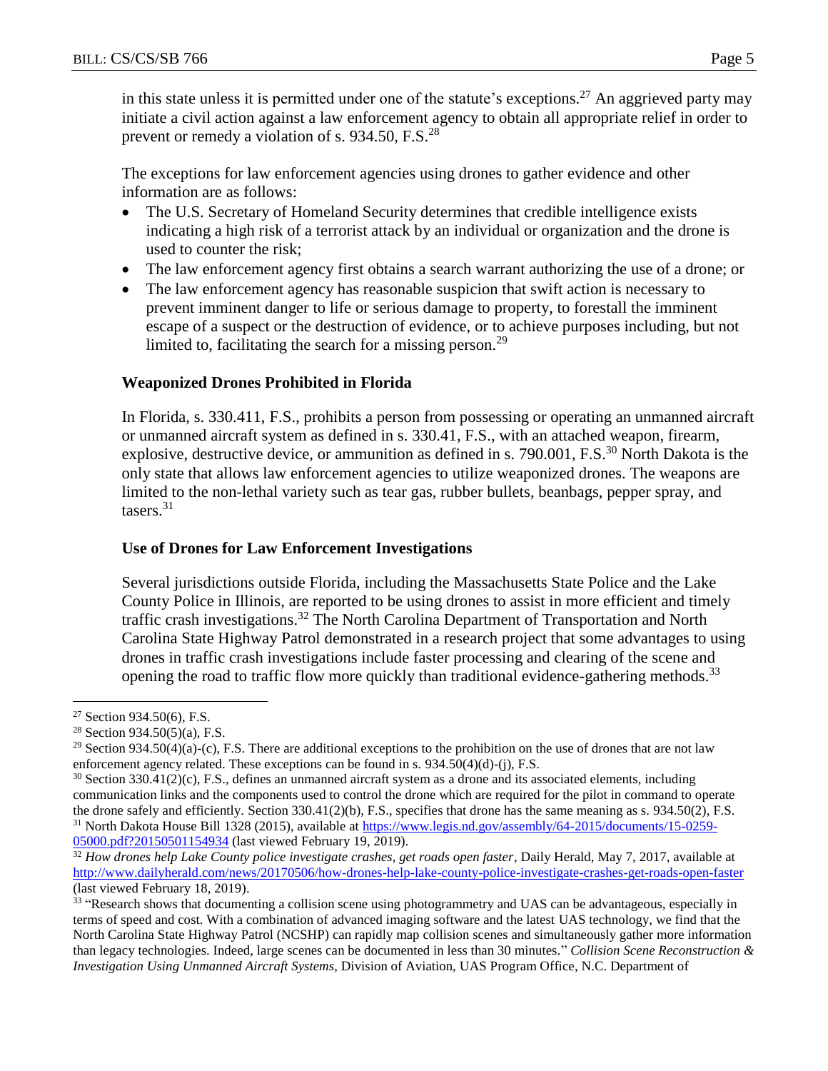in this state unless it is permitted under one of the statute's exceptions.[27] An aggrieved party may initiate a civil action against a law enforcement agency to obtain all appropriate relief in order to prevent or remedy a violation of s. 934.50, F.S.[28]

The exceptions for law enforcement agencies using drones to gather evidence and other information are as follows:

- The U.S. Secretary of Homeland Security determines that credible intelligence exists indicating a high risk of a terrorist attack by an individual or organization and the drone is used to counter the risk;
- The law enforcement agency first obtains a search warrant authorizing the use of a drone; or
- The law enforcement agency has reasonable suspicion that swift action is necessary to prevent imminent danger to life or serious damage to property, to forestall the imminent escape of a suspect or the destruction of evidence, or to achieve purposes including, but not limited to, facilitating the search for a missing person.[29]

**Weaponized Drones Prohibited in Florida**

In Florida, s. 330.411, F.S., prohibits a person from possessing or operating an unmanned aircraft or unmanned aircraft system as defined in s. 330.41, F.S., with an attached weapon, firearm, explosive, destructive device, or ammunition as defined in s. 790.001, F.S.[30] North Dakota is the only state that allows law enforcement agencies to utilize weaponized drones. The weapons are limited to the non-lethal variety such as tear gas, rubber bullets, beanbags, pepper spray, and tasers.[31]

**Use of Drones for Law Enforcement Investigations**

Several jurisdictions outside Florida, including the Massachusetts State Police and the Lake County Police in Illinois, are reported to be using drones to assist in more efficient and timely traffic crash investigations.[32] The North Carolina Department of Transportation and North Carolina State Highway Patrol demonstrated in a research project that some advantages to using drones in traffic crash investigations include faster processing and clearing of the scene and opening the road to traffic flow more quickly than traditional evidence-gathering methods.[33]

---

[27] Section 934.50(6), F.S.

[28] Section 934.50(5)(a), F.S.

[29] Section 934.50(4)(a)-(c), F.S. There are additional exceptions to the prohibition on the use of drones that are not law enforcement agency related. These exceptions can be found in s. 934.50(4)(d)-(j), F.S.

[30] Section 330.41(2)(c), F.S., defines an unmanned aircraft system as a drone and its associated elements, including communication links and the components used to control the drone which are required for the pilot in command to operate the drone safely and efficiently. Section 330.41(2)(b), F.S., specifies that drone has the same meaning as s. 934.50(2), F.S.

[31] North Dakota House Bill 1328 (2015), available at https://www.legis.nd.gov/assembly/64-2015/documents/15-0259-05000.pdf?20150501154934 (last viewed February 19, 2019).

[32] *How drones help Lake County police investigate crashes, get roads open faster*, Daily Herald, May 7, 2017, available at http://www.dailyherald.com/news/20170506/how-drones-help-lake-county-police-investigate-crashes-get-roads-open-faster (last viewed February 18, 2019).

[33] "Research shows that documenting a collision scene using photogrammetry and UAS can be advantageous, especially in terms of speed and cost. With a combination of advanced imaging software and the latest UAS technology, we find that the North Carolina State Highway Patrol (NCSHP) can rapidly map collision scenes and simultaneously gather more information than legacy technologies. Indeed, large scenes can be documented in less than 30 minutes." *Collision Scene Reconstruction & Investigation Using Unmanned Aircraft Systems*, Division of Aviation, UAS Program Office, N.C. Department of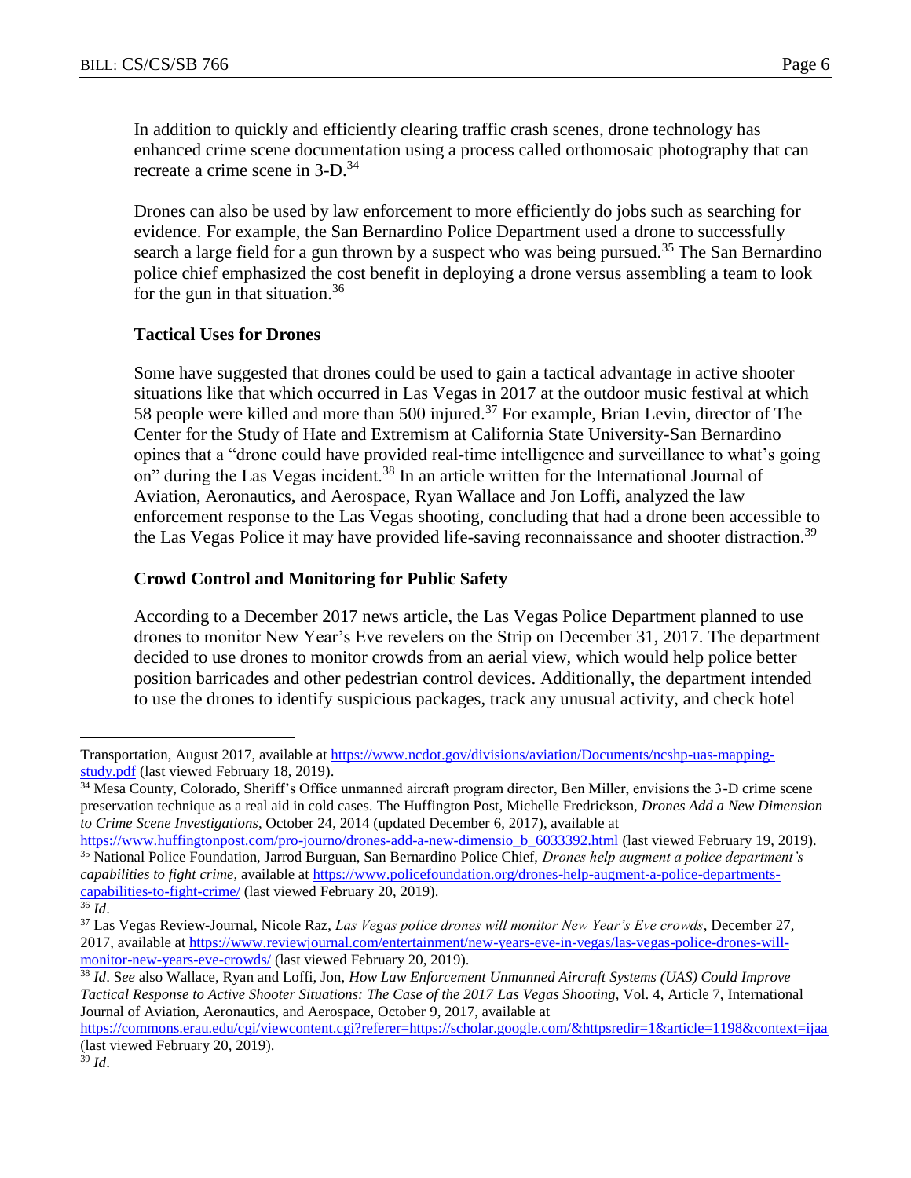In addition to quickly and efficiently clearing traffic crash scenes, drone technology has enhanced crime scene documentation using a process called orthomosaic photography that can recreate a crime scene in 3-D.[34]

Drones can also be used by law enforcement to more efficiently do jobs such as searching for evidence. For example, the San Bernardino Police Department used a drone to successfully search a large field for a gun thrown by a suspect who was being pursued.[35] The San Bernardino police chief emphasized the cost benefit in deploying a drone versus assembling a team to look for the gun in that situation.[36]

**Tactical Uses for Drones**

Some have suggested that drones could be used to gain a tactical advantage in active shooter situations like that which occurred in Las Vegas in 2017 at the outdoor music festival at which 58 people were killed and more than 500 injured.[37] For example, Brian Levin, director of The Center for the Study of Hate and Extremism at California State University-San Bernardino opines that a "drone could have provided real-time intelligence and surveillance to what's going on" during the Las Vegas incident.[38] In an article written for the International Journal of Aviation, Aeronautics, and Aerospace, Ryan Wallace and Jon Loffi, analyzed the law enforcement response to the Las Vegas shooting, concluding that had a drone been accessible to the Las Vegas Police it may have provided life-saving reconnaissance and shooter distraction.[39]

**Crowd Control and Monitoring for Public Safety**

According to a December 2017 news article, the Las Vegas Police Department planned to use drones to monitor New Year's Eve revelers on the Strip on December 31, 2017. The department decided to use drones to monitor crowds from an aerial view, which would help police better position barricades and other pedestrian control devices. Additionally, the department intended to use the drones to identify suspicious packages, track any unusual activity, and check hotel

---

Transportation, August 2017, available at https://www.ncdot.gov/divisions/aviation/Documents/ncshp-uas-mapping-study.pdf (last viewed February 18, 2019).

[34] Mesa County, Colorado, Sheriff's Office unmanned aircraft program director, Ben Miller, envisions the 3-D crime scene preservation technique as a real aid in cold cases. The Huffington Post, Michelle Fredrickson, *Drones Add a New Dimension to Crime Scene Investigations*, October 24, 2014 (updated December 6, 2017), available at https://www.huffingtonpost.com/pro-journo/drones-add-a-new-dimensio_b_6033392.html (last viewed February 19, 2019).

[35] National Police Foundation, Jarrod Burguan, San Bernardino Police Chief, *Drones help augment a police department's capabilities to fight crime*, available at https://www.policefoundation.org/drones-help-augment-a-police-departments-capabilities-to-fight-crime/ (last viewed February 20, 2019).

[36] *Id*.

[37] Las Vegas Review-Journal, Nicole Raz, *Las Vegas police drones will monitor New Year's Eve crowds*, December 27, 2017, available at https://www.reviewjournal.com/entertainment/new-years-eve-in-vegas/las-vegas-police-drones-will-monitor-new-years-eve-crowds/ (last viewed February 20, 2019).

[38] *Id*. *See* also Wallace, Ryan and Loffi, Jon, *How Law Enforcement Unmanned Aircraft Systems (UAS) Could Improve Tactical Response to Active Shooter Situations: The Case of the 2017 Las Vegas Shooting*, Vol. 4, Article 7, International Journal of Aviation, Aeronautics, and Aerospace, October 9, 2017, available at https://commons.erau.edu/cgi/viewcontent.cgi?referer=https://scholar.google.com/&httpsredir=1&article=1198&context=ijaa (last viewed February 20, 2019).

[39] *Id*.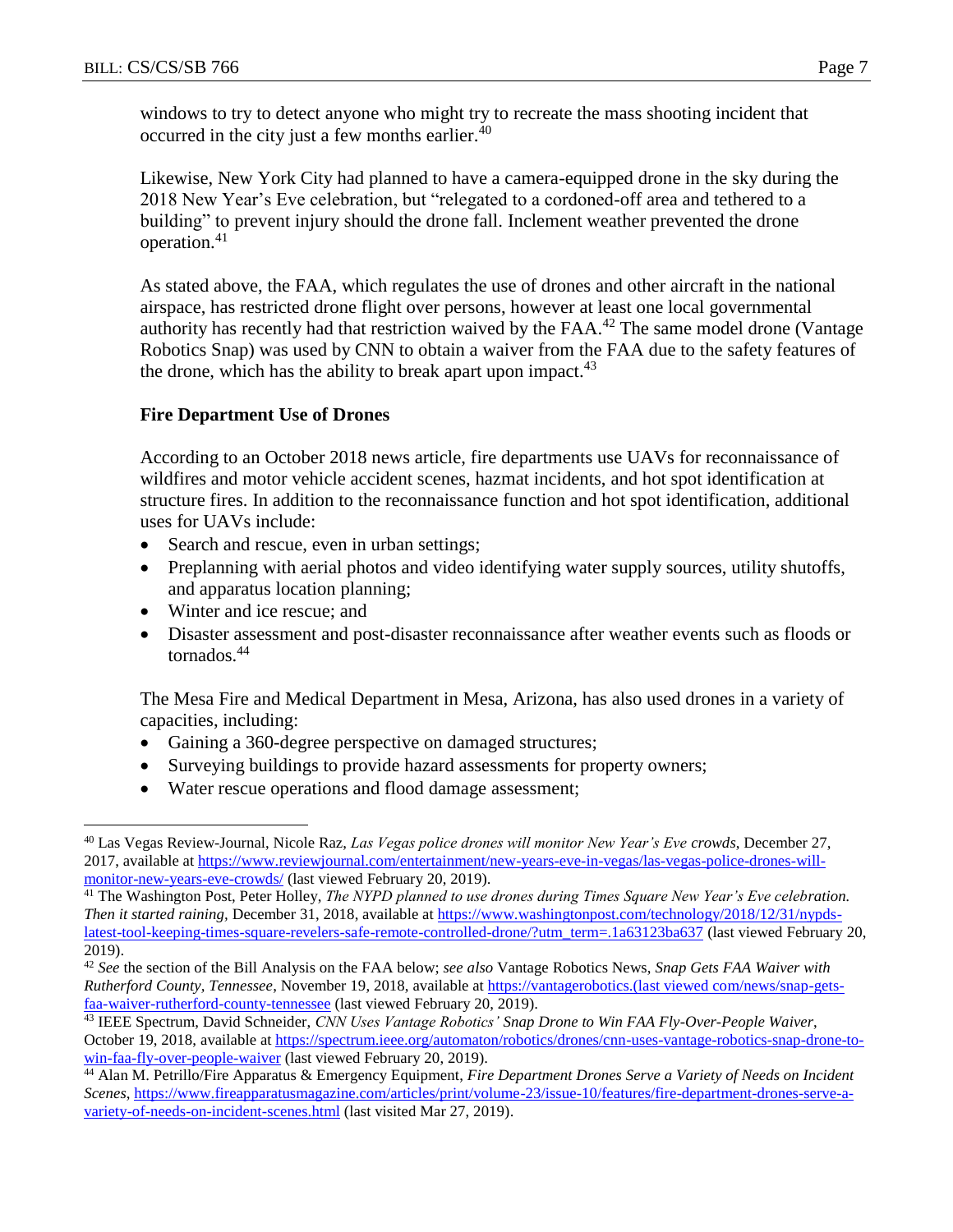windows to try to detect anyone who might try to recreate the mass shooting incident that occurred in the city just a few months earlier.[40]

Likewise, New York City had planned to have a camera-equipped drone in the sky during the 2018 New Year's Eve celebration, but "relegated to a cordoned-off area and tethered to a building" to prevent injury should the drone fall. Inclement weather prevented the drone operation.[41]

As stated above, the FAA, which regulates the use of drones and other aircraft in the national airspace, has restricted drone flight over persons, however at least one local governmental authority has recently had that restriction waived by the FAA.[42] The same model drone (Vantage Robotics Snap) was used by CNN to obtain a waiver from the FAA due to the safety features of the drone, which has the ability to break apart upon impact.[43]

**Fire Department Use of Drones**

According to an October 2018 news article, fire departments use UAVs for reconnaissance of wildfires and motor vehicle accident scenes, hazmat incidents, and hot spot identification at structure fires. In addition to the reconnaissance function and hot spot identification, additional uses for UAVs include:

- Search and rescue, even in urban settings;
- Preplanning with aerial photos and video identifying water supply sources, utility shutoffs, and apparatus location planning;
- Winter and ice rescue; and
- Disaster assessment and post-disaster reconnaissance after weather events such as floods or tornados.[44]

The Mesa Fire and Medical Department in Mesa, Arizona, has also used drones in a variety of capacities, including:

- Gaining a 360-degree perspective on damaged structures;
- Surveying buildings to provide hazard assessments for property owners;
- Water rescue operations and flood damage assessment;

---

[40] Las Vegas Review-Journal, Nicole Raz, *Las Vegas police drones will monitor New Year's Eve crowds*, December 27, 2017, available at https://www.reviewjournal.com/entertainment/new-years-eve-in-vegas/las-vegas-police-drones-will-monitor-new-years-eve-crowds/ (last viewed February 20, 2019).

[41] The Washington Post, Peter Holley, *The NYPD planned to use drones during Times Square New Year's Eve celebration. Then it started raining*, December 31, 2018, available at https://www.washingtonpost.com/technology/2018/12/31/nypds-latest-tool-keeping-times-square-revelers-safe-remote-controlled-drone/?utm_term=.1a63123ba637 (last viewed February 20, 2019).

[42] *See* the section of the Bill Analysis on the FAA below; *see also* Vantage Robotics News, *Snap Gets FAA Waiver with Rutherford County, Tennessee*, November 19, 2018, available at https://vantagerobotics.(last viewed com/news/snap-gets-faa-waiver-rutherford-county-tennessee (last viewed February 20, 2019).

[43] IEEE Spectrum, David Schneider, *CNN Uses Vantage Robotics' Snap Drone to Win FAA Fly-Over-People Waiver*, October 19, 2018, available at https://spectrum.ieee.org/automaton/robotics/drones/cnn-uses-vantage-robotics-snap-drone-to-win-faa-fly-over-people-waiver (last viewed February 20, 2019).

[44] Alan M. Petrillo/Fire Apparatus & Emergency Equipment, *Fire Department Drones Serve a Variety of Needs on Incident Scenes*, https://www.fireapparatusmagazine.com/articles/print/volume-23/issue-10/features/fire-department-drones-serve-a-variety-of-needs-on-incident-scenes.html (last visited Mar 27, 2019).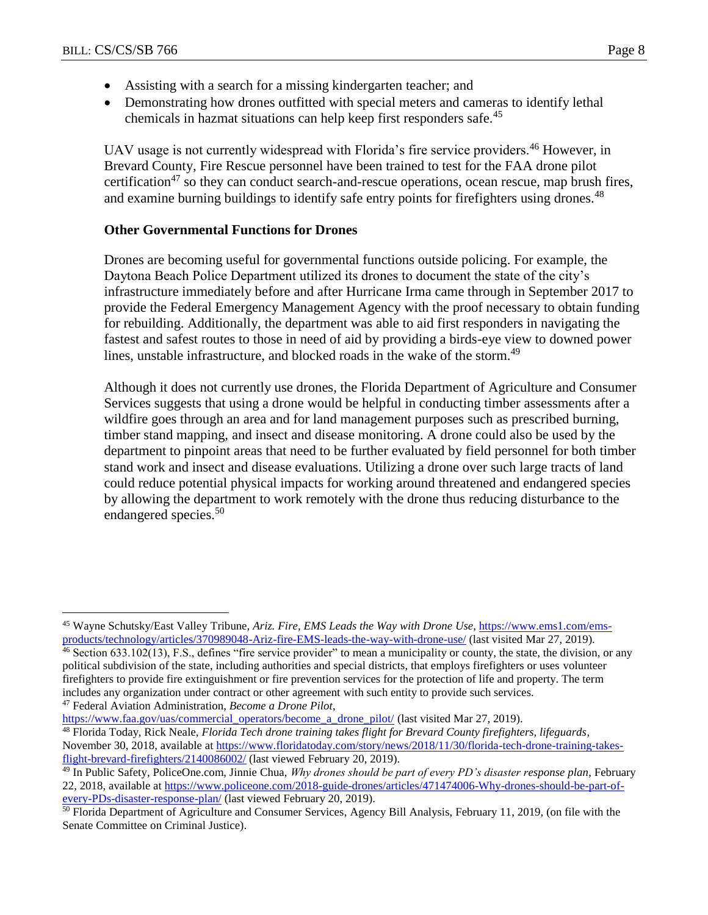- Assisting with a search for a missing kindergarten teacher; and
- Demonstrating how drones outfitted with special meters and cameras to identify lethal chemicals in hazmat situations can help keep first responders safe.[45]

UAV usage is not currently widespread with Florida's fire service providers.[46] However, in Brevard County, Fire Rescue personnel have been trained to test for the FAA drone pilot certification[47] so they can conduct search-and-rescue operations, ocean rescue, map brush fires, and examine burning buildings to identify safe entry points for firefighters using drones.[48]

**Other Governmental Functions for Drones**

Drones are becoming useful for governmental functions outside policing. For example, the Daytona Beach Police Department utilized its drones to document the state of the city's infrastructure immediately before and after Hurricane Irma came through in September 2017 to provide the Federal Emergency Management Agency with the proof necessary to obtain funding for rebuilding. Additionally, the department was able to aid first responders in navigating the fastest and safest routes to those in need of aid by providing a birds-eye view to downed power lines, unstable infrastructure, and blocked roads in the wake of the storm.[49]

Although it does not currently use drones, the Florida Department of Agriculture and Consumer Services suggests that using a drone would be helpful in conducting timber assessments after a wildfire goes through an area and for land management purposes such as prescribed burning, timber stand mapping, and insect and disease monitoring. A drone could also be used by the department to pinpoint areas that need to be further evaluated by field personnel for both timber stand work and insect and disease evaluations. Utilizing a drone over such large tracts of land could reduce potential physical impacts for working around threatened and endangered species by allowing the department to work remotely with the drone thus reducing disturbance to the endangered species.[50]

---

[45] Wayne Schutsky/East Valley Tribune, *Ariz. Fire, EMS Leads the Way with Drone Use*, https://www.ems1.com/ems-products/technology/articles/370989048-Ariz-fire-EMS-leads-the-way-with-drone-use/ (last visited Mar 27, 2019).

[46] Section 633.102(13), F.S., defines "fire service provider" to mean a municipality or county, the state, the division, or any political subdivision of the state, including authorities and special districts, that employs firefighters or uses volunteer firefighters to provide fire extinguishment or fire prevention services for the protection of life and property. The term includes any organization under contract or other agreement with such entity to provide such services.

[47] Federal Aviation Administration, *Become a Drone Pilot*, https://www.faa.gov/uas/commercial_operators/become_a_drone_pilot/ (last visited Mar 27, 2019).

[48] Florida Today, Rick Neale, *Florida Tech drone training takes flight for Brevard County firefighters, lifeguards*, November 30, 2018, available at https://www.floridatoday.com/story/news/2018/11/30/florida-tech-drone-training-takes-flight-brevard-firefighters/2140086002/ (last viewed February 20, 2019).

[49] In Public Safety, PoliceOne.com, Jinnie Chua, *Why drones should be part of every PD's disaster response plan*, February 22, 2018, available at https://www.policeone.com/2018-guide-drones/articles/471474006-Why-drones-should-be-part-of-every-PDs-disaster-response-plan/ (last viewed February 20, 2019).

[50] Florida Department of Agriculture and Consumer Services, Agency Bill Analysis, February 11, 2019, (on file with the Senate Committee on Criminal Justice).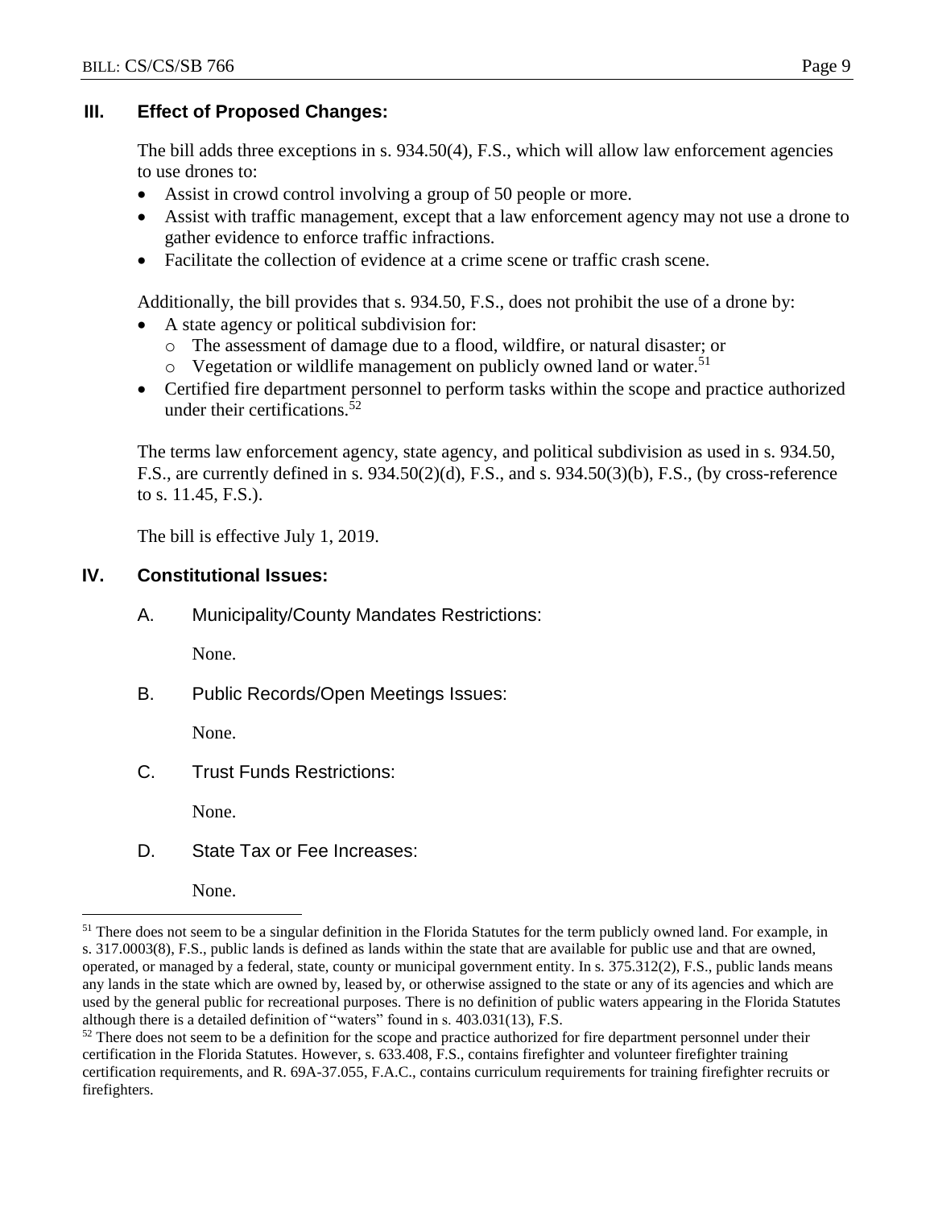## III. Effect of Proposed Changes:

The bill adds three exceptions in s. 934.50(4), F.S., which will allow law enforcement agencies to use drones to:

- Assist in crowd control involving a group of 50 people or more.
- Assist with traffic management, except that a law enforcement agency may not use a drone to gather evidence to enforce traffic infractions.
- Facilitate the collection of evidence at a crime scene or traffic crash scene.

Additionally, the bill provides that s. 934.50, F.S., does not prohibit the use of a drone by:

- A state agency or political subdivision for:
  - The assessment of damage due to a flood, wildfire, or natural disaster; or
  - Vegetation or wildlife management on publicly owned land or water.[51]
- Certified fire department personnel to perform tasks within the scope and practice authorized under their certifications.[52]

The terms law enforcement agency, state agency, and political subdivision as used in s. 934.50, F.S., are currently defined in s. 934.50(2)(d), F.S., and s. 934.50(3)(b), F.S., (by cross-reference to s. 11.45, F.S.).

The bill is effective July 1, 2019.

## IV. Constitutional Issues:

### A. Municipality/County Mandates Restrictions:

None.

### B. Public Records/Open Meetings Issues:

None.

### C. Trust Funds Restrictions:

None.

### D. State Tax or Fee Increases:

None.

---

[51] There does not seem to be a singular definition in the Florida Statutes for the term publicly owned land. For example, in s. 317.0003(8), F.S., public lands is defined as lands within the state that are available for public use and that are owned, operated, or managed by a federal, state, county or municipal government entity. In s. 375.312(2), F.S., public lands means any lands in the state which are owned by, leased by, or otherwise assigned to the state or any of its agencies and which are used by the general public for recreational purposes. There is no definition of public waters appearing in the Florida Statutes although there is a detailed definition of "waters" found in s. 403.031(13), F.S.

[52] There does not seem to be a definition for the scope and practice authorized for fire department personnel under their certification in the Florida Statutes. However, s. 633.408, F.S., contains firefighter and volunteer firefighter training certification requirements, and R. 69A-37.055, F.A.C., contains curriculum requirements for training firefighter recruits or firefighters.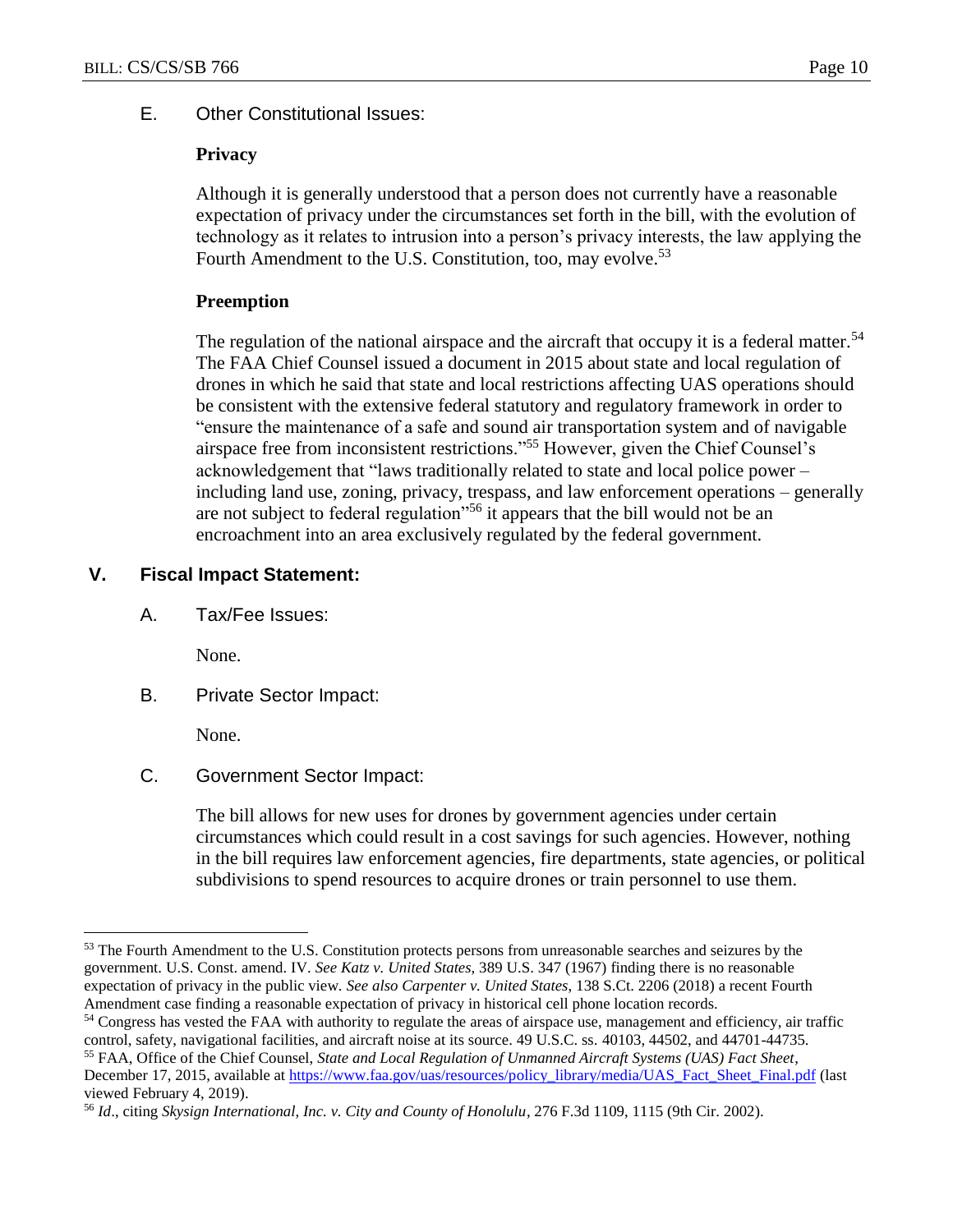### E. Other Constitutional Issues:

**Privacy**

Although it is generally understood that a person does not currently have a reasonable expectation of privacy under the circumstances set forth in the bill, with the evolution of technology as it relates to intrusion into a person's privacy interests, the law applying the Fourth Amendment to the U.S. Constitution, too, may evolve.[53]

**Preemption**

The regulation of the national airspace and the aircraft that occupy it is a federal matter.[54] The FAA Chief Counsel issued a document in 2015 about state and local regulation of drones in which he said that state and local restrictions affecting UAS operations should be consistent with the extensive federal statutory and regulatory framework in order to "ensure the maintenance of a safe and sound air transportation system and of navigable airspace free from inconsistent restrictions."[55] However, given the Chief Counsel's acknowledgement that "laws traditionally related to state and local police power – including land use, zoning, privacy, trespass, and law enforcement operations – generally are not subject to federal regulation"[56] it appears that the bill would not be an encroachment into an area exclusively regulated by the federal government.

## V. Fiscal Impact Statement:

### A. Tax/Fee Issues:

None.

### B. Private Sector Impact:

None.

### C. Government Sector Impact:

The bill allows for new uses for drones by government agencies under certain circumstances which could result in a cost savings for such agencies. However, nothing in the bill requires law enforcement agencies, fire departments, state agencies, or political subdivisions to spend resources to acquire drones or train personnel to use them.

---

[53] The Fourth Amendment to the U.S. Constitution protects persons from unreasonable searches and seizures by the government. U.S. Const. amend. IV. *See Katz v. United States,* 389 U.S. 347 (1967) finding there is no reasonable expectation of privacy in the public view. *See also Carpenter v. United States,* 138 S.Ct. 2206 (2018) a recent Fourth Amendment case finding a reasonable expectation of privacy in historical cell phone location records.

[54] Congress has vested the FAA with authority to regulate the areas of airspace use, management and efficiency, air traffic control, safety, navigational facilities, and aircraft noise at its source. 49 U.S.C. ss. 40103, 44502, and 44701-44735.

[55] FAA, Office of the Chief Counsel, *State and Local Regulation of Unmanned Aircraft Systems (UAS) Fact Sheet*, December 17, 2015, available at https://www.faa.gov/uas/resources/policy_library/media/UAS_Fact_Sheet_Final.pdf (last viewed February 4, 2019).

[56] *Id*., citing *Skysign International, Inc. v. City and County of Honolulu*, 276 F.3d 1109, 1115 (9th Cir. 2002).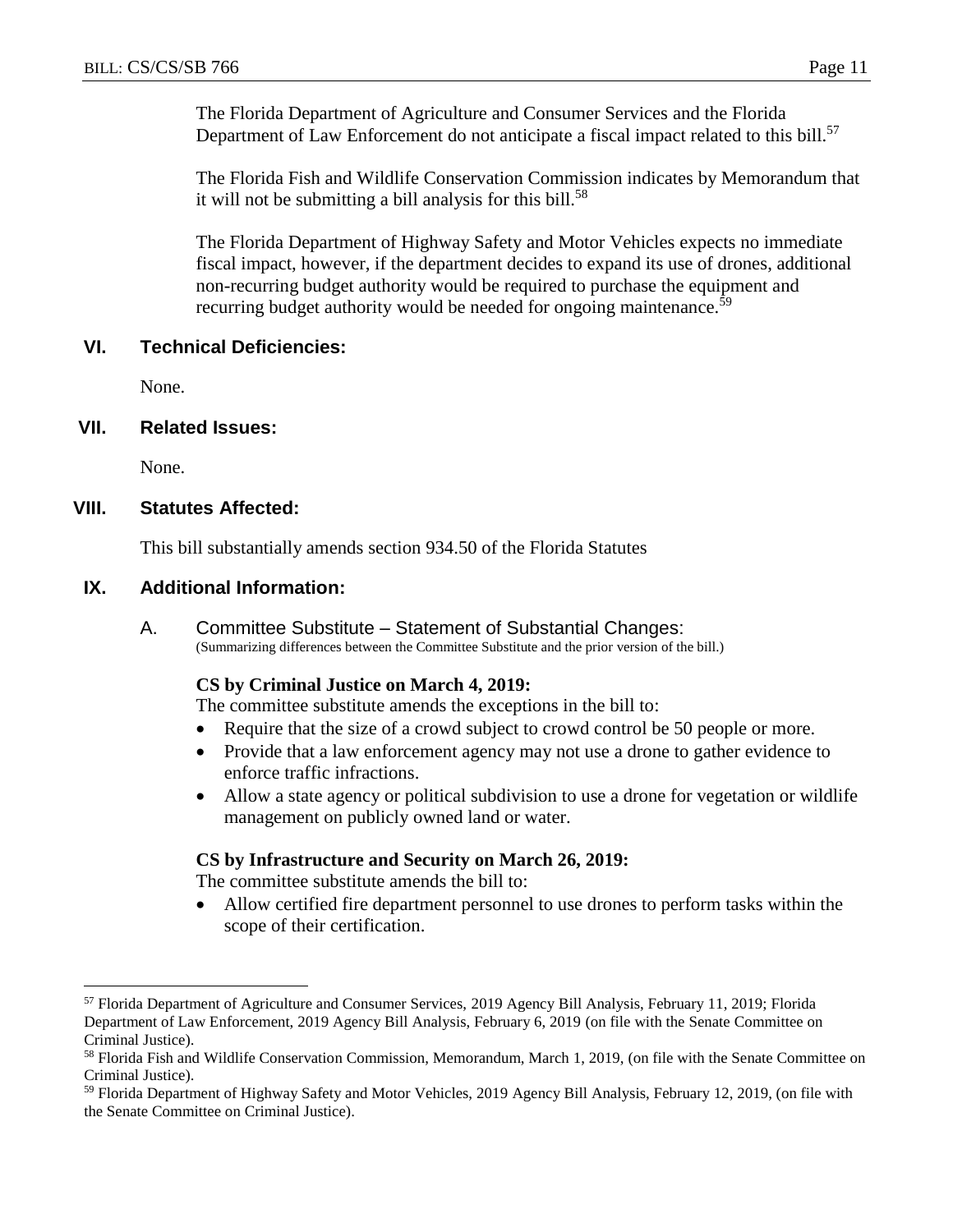The Florida Department of Agriculture and Consumer Services and the Florida Department of Law Enforcement do not anticipate a fiscal impact related to this bill.[57]

The Florida Fish and Wildlife Conservation Commission indicates by Memorandum that it will not be submitting a bill analysis for this bill.[58]

The Florida Department of Highway Safety and Motor Vehicles expects no immediate fiscal impact, however, if the department decides to expand its use of drones, additional non-recurring budget authority would be required to purchase the equipment and recurring budget authority would be needed for ongoing maintenance.[59]

## VI. Technical Deficiencies:

None.

## VII. Related Issues:

None.

## VIII. Statutes Affected:

This bill substantially amends section 934.50 of the Florida Statutes

## IX. Additional Information:

### A. Committee Substitute – Statement of Substantial Changes:

(Summarizing differences between the Committee Substitute and the prior version of the bill.)

**CS by Criminal Justice on March 4, 2019:**

The committee substitute amends the exceptions in the bill to:

- Require that the size of a crowd subject to crowd control be 50 people or more.
- Provide that a law enforcement agency may not use a drone to gather evidence to enforce traffic infractions.
- Allow a state agency or political subdivision to use a drone for vegetation or wildlife management on publicly owned land or water.

**CS by Infrastructure and Security on March 26, 2019:**

The committee substitute amends the bill to:

- Allow certified fire department personnel to use drones to perform tasks within the scope of their certification.

---

[57] Florida Department of Agriculture and Consumer Services, 2019 Agency Bill Analysis, February 11, 2019; Florida Department of Law Enforcement, 2019 Agency Bill Analysis, February 6, 2019 (on file with the Senate Committee on Criminal Justice).

[58] Florida Fish and Wildlife Conservation Commission, Memorandum, March 1, 2019, (on file with the Senate Committee on Criminal Justice).

[59] Florida Department of Highway Safety and Motor Vehicles, 2019 Agency Bill Analysis, February 12, 2019, (on file with the Senate Committee on Criminal Justice).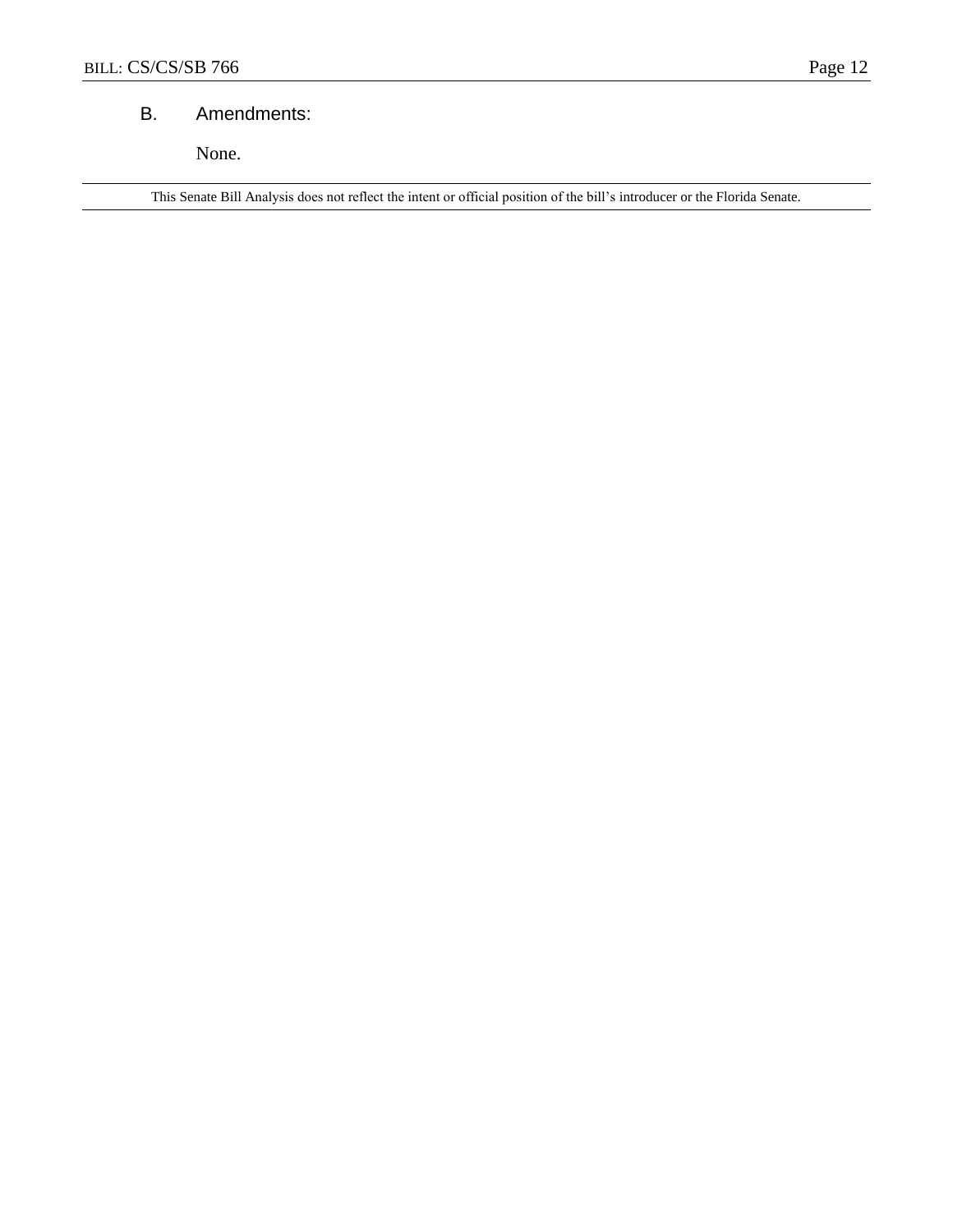### B. Amendments:

None.

---

This Senate Bill Analysis does not reflect the intent or official position of the bill's introducer or the Florida Senate.

---